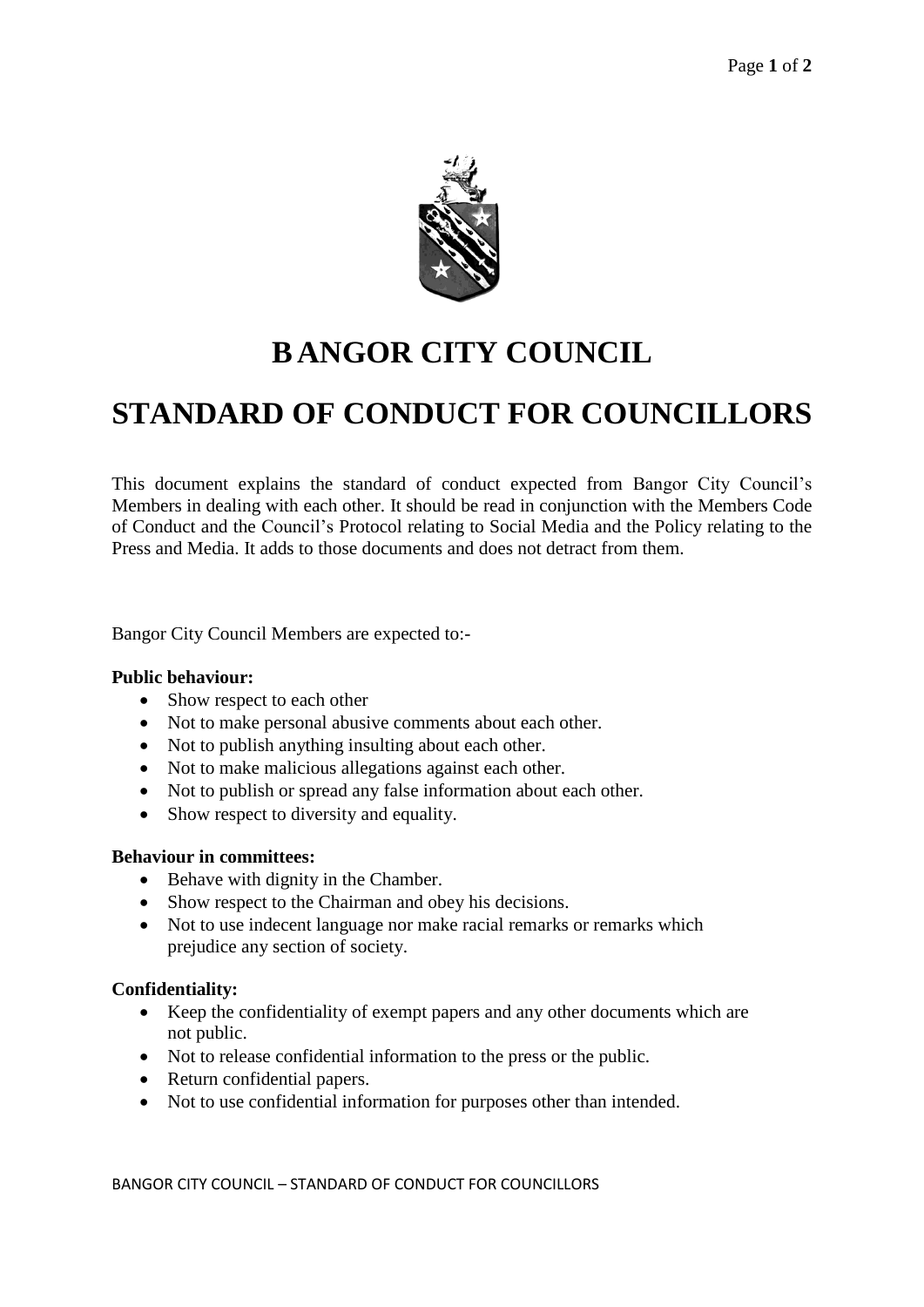# BANGOR CITY COUNCIL

# STANDARD OF CONDUCT FOR COUNCILLORS

This document explains the standard of conduct expected from Bangor City Council's Members in dealing with each other. It should be read in conjunction with the Members Code of Conduct and the Council's Protocol relating to Social Media and the Policy relating to the Press and Media. It adds to those documents and does not detract from them.

Bangor City Council Members are expected to:-

**Public behaviour:**

- Show respect to each other
- Not to make personal abusive comments about each other.
- Not to publish anything insulting about each other.
- Not to make malicious allegations against each other.
- Not to publish or spread any false information about each other.
- Show respect to diversity and equality.

**Behaviour in committees:**

- Behave with dignity in the Chamber.
- Show respect to the Chairman and obey his decisions.
- Not to use indecent language nor make racial remarks or remarks which prejudice any section of society.

**Confidentiality:**

- Keep the confidentiality of exempt papers and any other documents which are not public.
- Not to release confidential information to the press or the public.
- Return confidential papers.
- Not to use confidential information for purposes other than intended.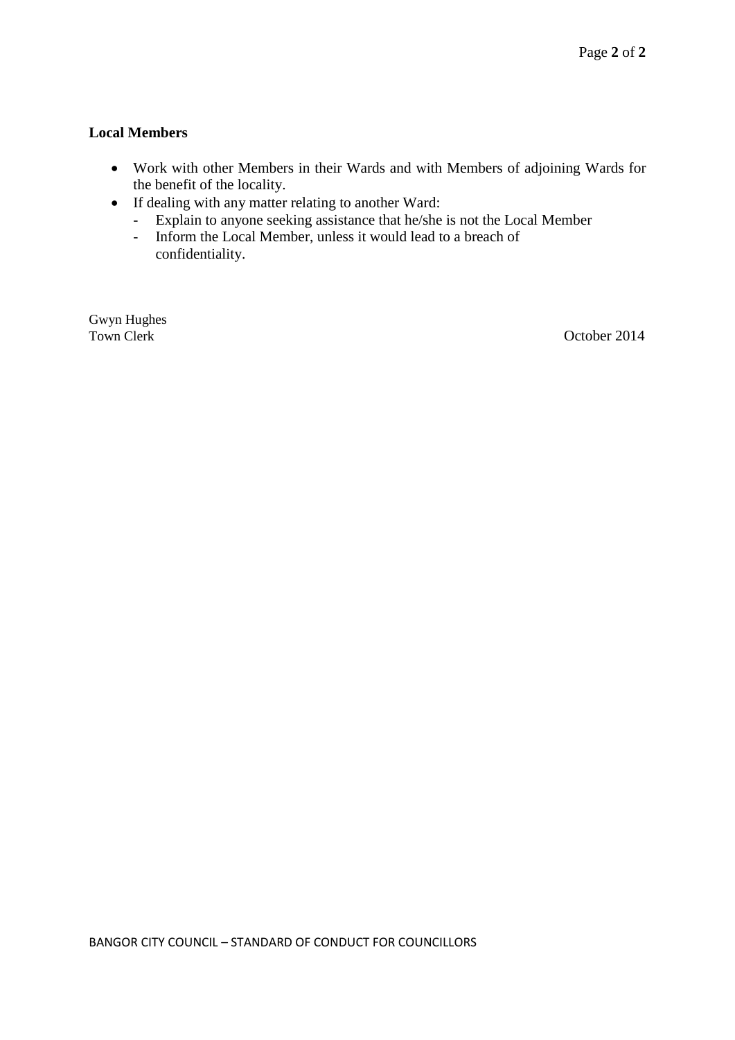**Local Members**

- Work with other Members in their Wards and with Members of adjoining Wards for the benefit of the locality.
- If dealing with any matter relating to another Ward:
  - Explain to anyone seeking assistance that he/she is not the Local Member
  - Inform the Local Member, unless it would lead to a breach of confidentiality.

Gwyn Hughes
Town Clerk

October 2014